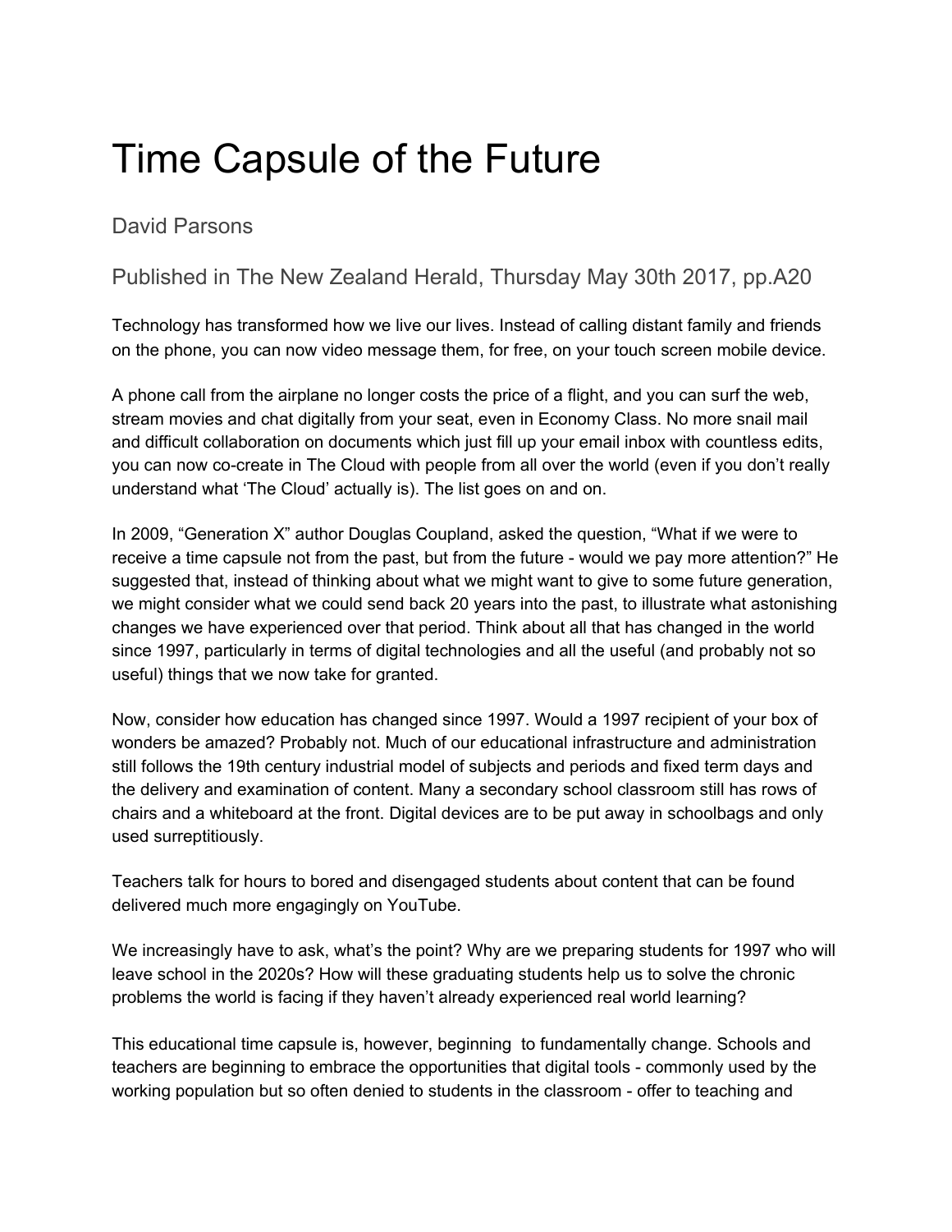# Time Capsule of the Future

## David Parsons

### Published in The New Zealand Herald, Thursday May 30th 2017, pp.A20

Technology has transformed how we live our lives. Instead of calling distant family and friends on the phone, you can now video message them, for free, on your touch screen mobile device.

A phone call from the airplane no longer costs the price of a flight, and you can surf the web, stream movies and chat digitally from your seat, even in Economy Class. No more snail mail and difficult collaboration on documents which just fill up your email inbox with countless edits, you can now co-create in The Cloud with people from all over the world (even if you don't really understand what 'The Cloud' actually is). The list goes on and on.

In 2009, "Generation X" author Douglas Coupland, asked the question, "What if we were to receive a time capsule not from the past, but from the future - would we pay more attention?" He suggested that, instead of thinking about what we might want to give to some future generation, we might consider what we could send back 20 years into the past, to illustrate what astonishing changes we have experienced over that period. Think about all that has changed in the world since 1997, particularly in terms of digital technologies and all the useful (and probably not so useful) things that we now take for granted.

Now, consider how education has changed since 1997. Would a 1997 recipient of your box of wonders be amazed? Probably not. Much of our educational infrastructure and administration still follows the 19th century industrial model of subjects and periods and fixed term days and the delivery and examination of content. Many a secondary school classroom still has rows of chairs and a whiteboard at the front. Digital devices are to be put away in schoolbags and only used surreptitiously.

Teachers talk for hours to bored and disengaged students about content that can be found delivered much more engagingly on YouTube.

We increasingly have to ask, what's the point? Why are we preparing students for 1997 who will leave school in the 2020s? How will these graduating students help us to solve the chronic problems the world is facing if they haven't already experienced real world learning?

This educational time capsule is, however, beginning to fundamentally change. Schools and teachers are beginning to embrace the opportunities that digital tools - commonly used by the working population but so often denied to students in the classroom - offer to teaching and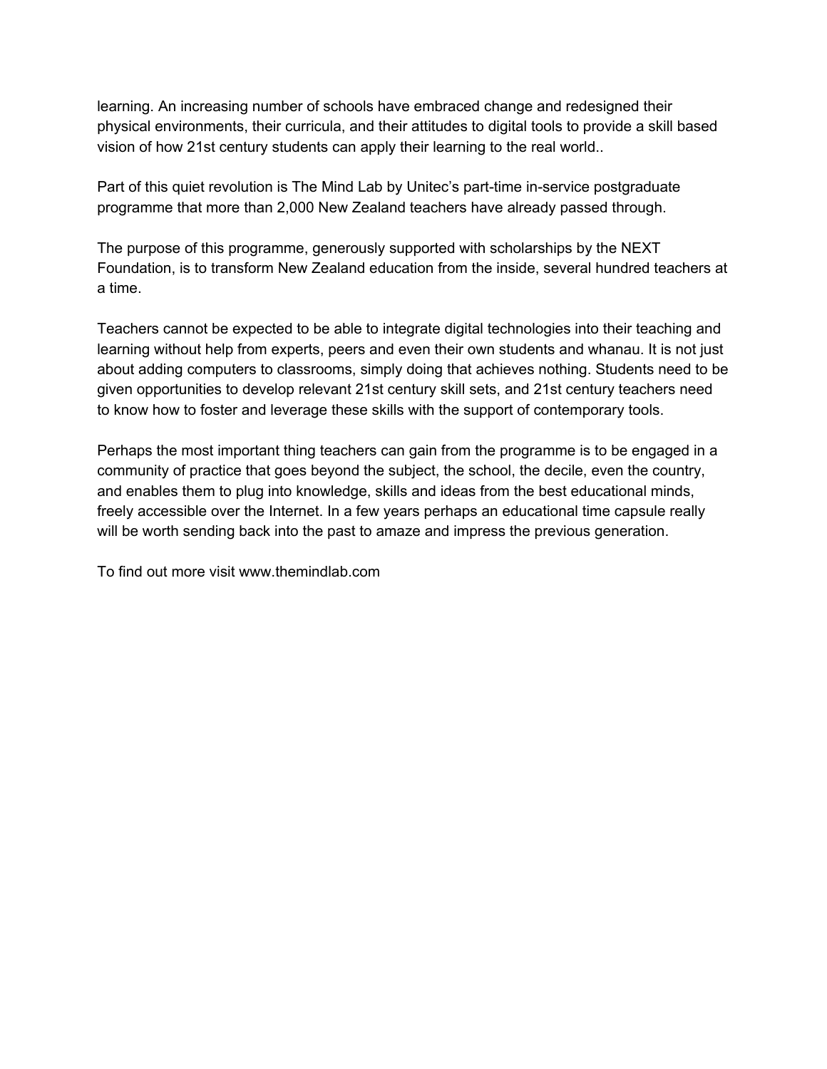learning. An increasing number of schools have embraced change and redesigned their physical environments, their curricula, and their attitudes to digital tools to provide a skill based vision of how 21st century students can apply their learning to the real world..

Part of this quiet revolution is The Mind Lab by Unitec's part-time in-service postgraduate programme that more than 2,000 New Zealand teachers have already passed through.

The purpose of this programme, generously supported with scholarships by the NEXT Foundation, is to transform New Zealand education from the inside, several hundred teachers at a time.

Teachers cannot be expected to be able to integrate digital technologies into their teaching and learning without help from experts, peers and even their own students and whanau. It is not just about adding computers to classrooms, simply doing that achieves nothing. Students need to be given opportunities to develop relevant 21st century skill sets, and 21st century teachers need to know how to foster and leverage these skills with the support of contemporary tools.

Perhaps the most important thing teachers can gain from the programme is to be engaged in a community of practice that goes beyond the subject, the school, the decile, even the country, and enables them to plug into knowledge, skills and ideas from the best educational minds, freely accessible over the Internet. In a few years perhaps an educational time capsule really will be worth sending back into the past to amaze and impress the previous generation.

To find out more visit www.themindlab.com